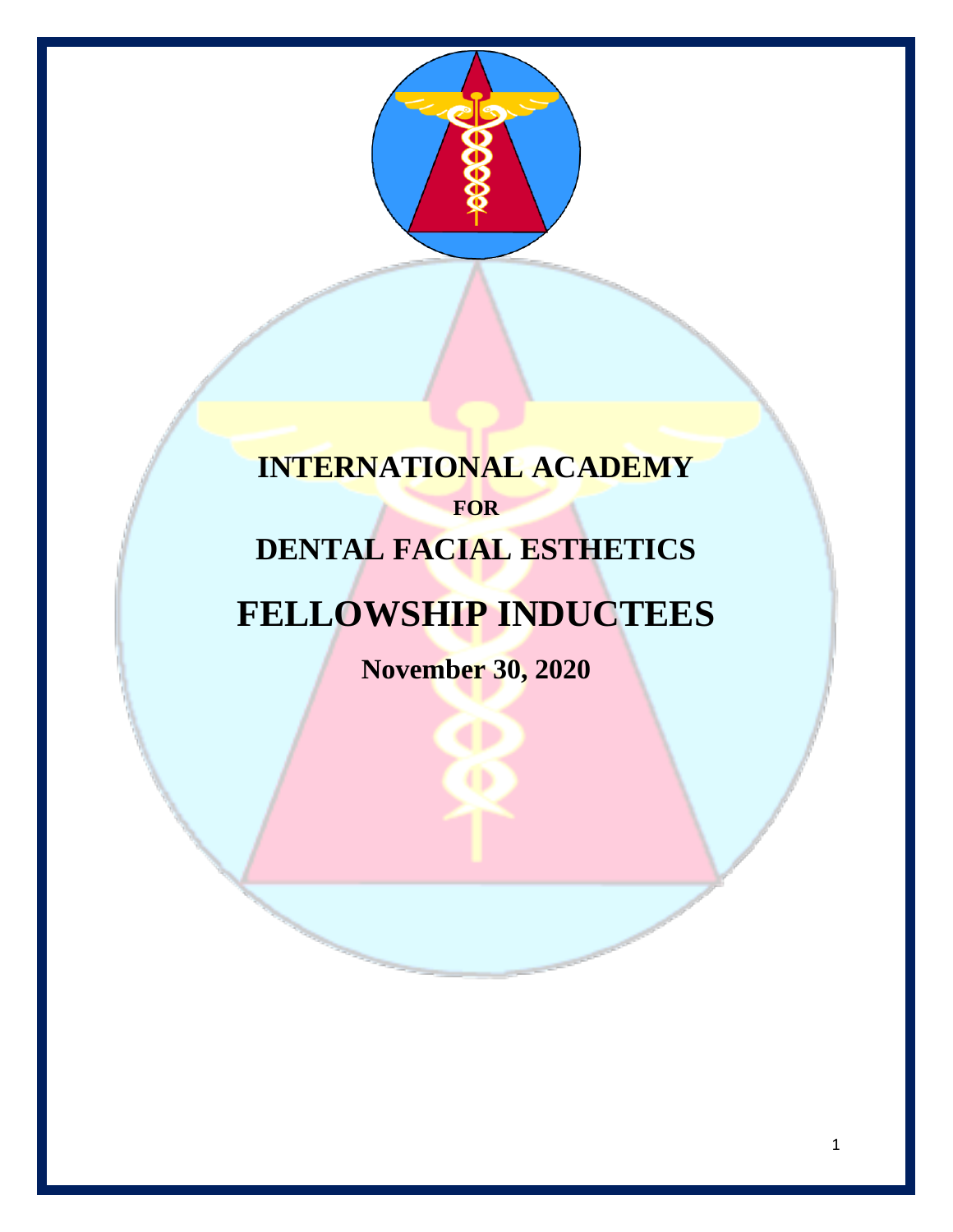# INTERNATIONAL ACADEMY

## FOR

# DENTAL FACIAL ESTHETICS

# FELLOWSHIP INDUCTEES

**November 30, 2020**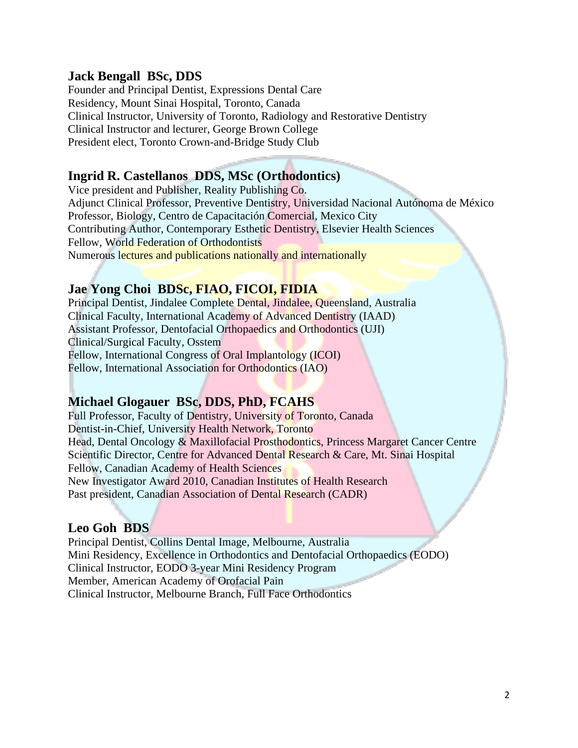**Jack Bengall BSc, DDS**
Founder and Principal Dentist, Expressions Dental Care
Residency, Mount Sinai Hospital, Toronto, Canada
Clinical Instructor, University of Toronto, Radiology and Restorative Dentistry
Clinical Instructor and lecturer, George Brown College
President elect, Toronto Crown-and-Bridge Study Club

**Ingrid R. Castellanos DDS, MSc (Orthodontics)**
Vice president and Publisher, Reality Publishing Co.
Adjunct Clinical Professor, Preventive Dentistry, Universidad Nacional Autónoma de México
Professor, Biology, Centro de Capacitación Comercial, Mexico City
Contributing Author, Contemporary Esthetic Dentistry, Elsevier Health Sciences
Fellow, World Federation of Orthodontists
Numerous lectures and publications nationally and internationally

**Jae Yong Choi BDSc, FIAO, FICOI, FIDIA**
Principal Dentist, Jindalee Complete Dental, Jindalee, Queensland, Australia
Clinical Faculty, International Academy of Advanced Dentistry (IAAD)
Assistant Professor, Dentofacial Orthopaedics and Orthodontics (UJI)
Clinical/Surgical Faculty, Osstem
Fellow, International Congress of Oral Implantology (ICOI)
Fellow, International Association for Orthodontics (IAO)

**Michael Glogauer BSc, DDS, PhD, FCAHS**
Full Professor, Faculty of Dentistry, University of Toronto, Canada
Dentist-in-Chief, University Health Network, Toronto
Head, Dental Oncology & Maxillofacial Prosthodontics, Princess Margaret Cancer Centre
Scientific Director, Centre for Advanced Dental Research & Care, Mt. Sinai Hospital
Fellow, Canadian Academy of Health Sciences
New Investigator Award 2010, Canadian Institutes of Health Research
Past president, Canadian Association of Dental Research (CADR)

**Leo Goh BDS**
Principal Dentist, Collins Dental Image, Melbourne, Australia
Mini Residency, Excellence in Orthodontics and Dentofacial Orthopaedics (EODO)
Clinical Instructor, EODO 3-year Mini Residency Program
Member, American Academy of Orofacial Pain
Clinical Instructor, Melbourne Branch, Full Face Orthodontics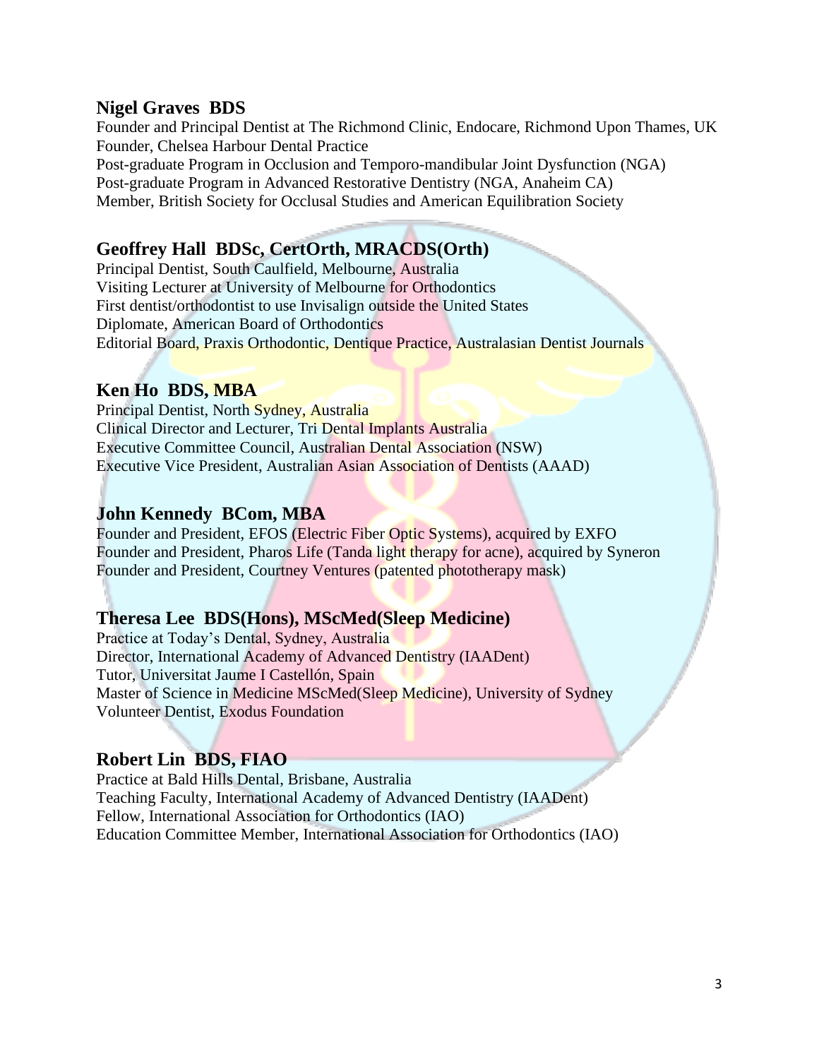## Nigel Graves  BDS

Founder and Principal Dentist at The Richmond Clinic, Endocare, Richmond Upon Thames, UK
Founder, Chelsea Harbour Dental Practice
Post-graduate Program in Occlusion and Temporo-mandibular Joint Dysfunction (NGA)
Post-graduate Program in Advanced Restorative Dentistry (NGA, Anaheim CA)
Member, British Society for Occlusal Studies and American Equilibration Society

## Geoffrey Hall  BDSc, CertOrth, MRACDS(Orth)

Principal Dentist, South Caulfield, Melbourne, Australia
Visiting Lecturer at University of Melbourne for Orthodontics
First dentist/orthodontist to use Invisalign outside the United States
Diplomate, American Board of Orthodontics
Editorial Board, Praxis Orthodontic, Dentique Practice, Australasian Dentist Journals

## Ken Ho  BDS, MBA

Principal Dentist, North Sydney, Australia
Clinical Director and Lecturer, Tri Dental Implants Australia
Executive Committee Council, Australian Dental Association (NSW)
Executive Vice President, Australian Asian Association of Dentists (AAAD)

## John Kennedy  BCom, MBA

Founder and President, EFOS (Electric Fiber Optic Systems), acquired by EXFO
Founder and President, Pharos Life (Tanda light therapy for acne), acquired by Syneron
Founder and President, Courtney Ventures (patented phototherapy mask)

## Theresa Lee  BDS(Hons), MScMed(Sleep Medicine)

Practice at Today's Dental, Sydney, Australia
Director, International Academy of Advanced Dentistry (IAADent)
Tutor, Universitat Jaume I Castellón, Spain
Master of Science in Medicine MScMed(Sleep Medicine), University of Sydney
Volunteer Dentist, Exodus Foundation

## Robert Lin  BDS, FIAO

Practice at Bald Hills Dental, Brisbane, Australia
Teaching Faculty, International Academy of Advanced Dentistry (IAADent)
Fellow, International Association for Orthodontics (IAO)
Education Committee Member, International Association for Orthodontics (IAO)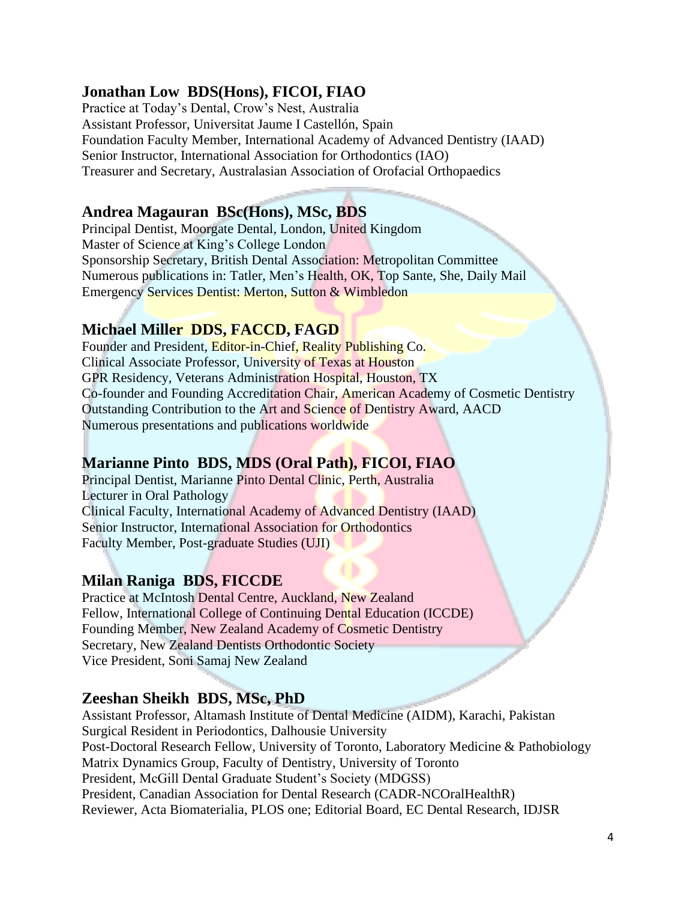## Jonathan Low  BDS(Hons), FICOI, FIAO

Practice at Today's Dental, Crow's Nest, Australia
Assistant Professor, Universitat Jaume I Castellón, Spain
Foundation Faculty Member, International Academy of Advanced Dentistry (IAAD)
Senior Instructor, International Association for Orthodontics (IAO)
Treasurer and Secretary, Australasian Association of Orofacial Orthopaedics

## Andrea Magauran  BSc(Hons), MSc, BDS

Principal Dentist, Moorgate Dental, London, United Kingdom
Master of Science at King's College London
Sponsorship Secretary, British Dental Association: Metropolitan Committee
Numerous publications in: Tatler, Men's Health, OK, Top Sante, She, Daily Mail
Emergency Services Dentist: Merton, Sutton & Wimbledon

## Michael Miller  DDS, FACCD, FAGD

Founder and President, Editor-in-Chief, Reality Publishing Co.
Clinical Associate Professor, University of Texas at Houston
GPR Residency, Veterans Administration Hospital, Houston, TX
Co-founder and Founding Accreditation Chair, American Academy of Cosmetic Dentistry
Outstanding Contribution to the Art and Science of Dentistry Award, AACD
Numerous presentations and publications worldwide

## Marianne Pinto  BDS, MDS (Oral Path), FICOI, FIAO

Principal Dentist, Marianne Pinto Dental Clinic, Perth, Australia
Lecturer in Oral Pathology
Clinical Faculty, International Academy of Advanced Dentistry (IAAD)
Senior Instructor, International Association for Orthodontics
Faculty Member, Post-graduate Studies (UJI)

## Milan Raniga  BDS, FICCDE

Practice at McIntosh Dental Centre, Auckland, New Zealand
Fellow, International College of Continuing Dental Education (ICCDE)
Founding Member, New Zealand Academy of Cosmetic Dentistry
Secretary, New Zealand Dentists Orthodontic Society
Vice President, Soni Samaj New Zealand

## Zeeshan Sheikh  BDS, MSc, PhD

Assistant Professor, Altamash Institute of Dental Medicine (AIDM), Karachi, Pakistan
Surgical Resident in Periodontics, Dalhousie University
Post-Doctoral Research Fellow, University of Toronto, Laboratory Medicine & Pathobiology
Matrix Dynamics Group, Faculty of Dentistry, University of Toronto
President, McGill Dental Graduate Student's Society (MDGSS)
President, Canadian Association for Dental Research (CADR-NCOralHealthR)
Reviewer, Acta Biomaterialia, PLOS one; Editorial Board, EC Dental Research, IDJSR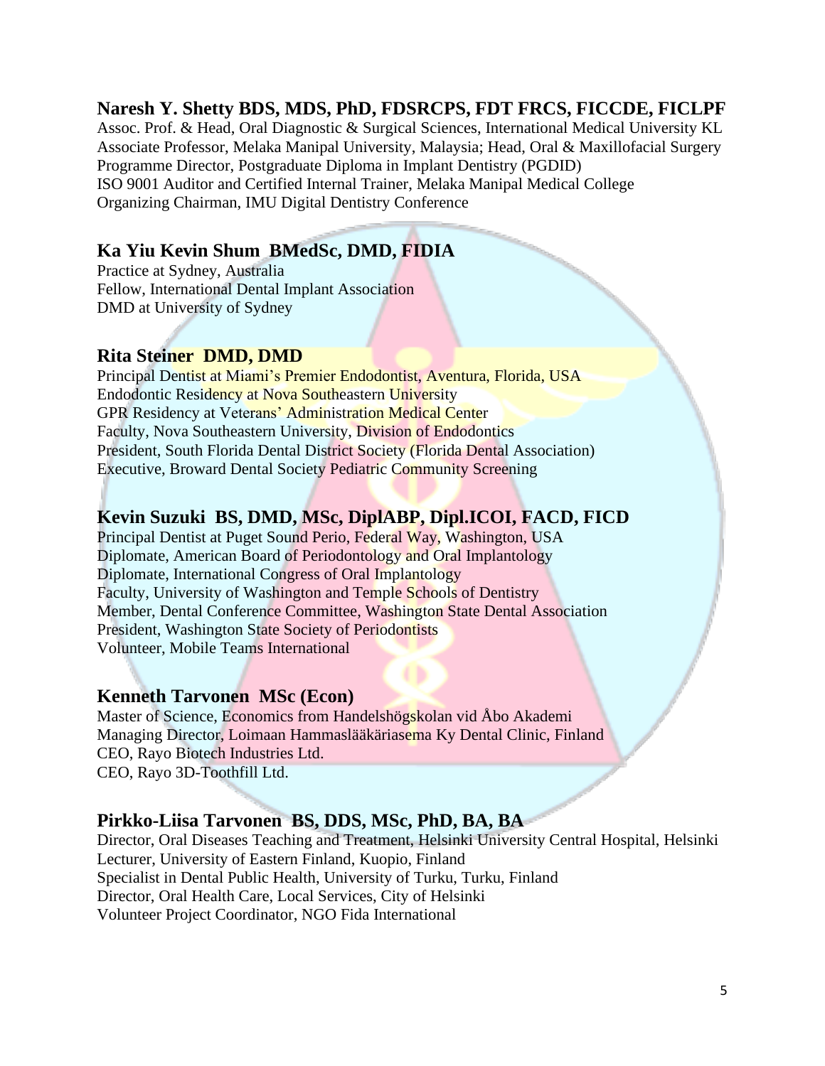## Naresh Y. Shetty BDS, MDS, PhD, FDSRCPS, FDT FRCS, FICCDE, FICLPF

Assoc. Prof. & Head, Oral Diagnostic & Surgical Sciences, International Medical University KL
Associate Professor, Melaka Manipal University, Malaysia; Head, Oral & Maxillofacial Surgery
Programme Director, Postgraduate Diploma in Implant Dentistry (PGDID)
ISO 9001 Auditor and Certified Internal Trainer, Melaka Manipal Medical College
Organizing Chairman, IMU Digital Dentistry Conference

## Ka Yiu Kevin Shum BMedSc, DMD, FIDIA

Practice at Sydney, Australia
Fellow, International Dental Implant Association
DMD at University of Sydney

## Rita Steiner DMD, DMD

Principal Dentist at Miami's Premier Endodontist, Aventura, Florida, USA
Endodontic Residency at Nova Southeastern University
GPR Residency at Veterans' Administration Medical Center
Faculty, Nova Southeastern University, Division of Endodontics
President, South Florida Dental District Society (Florida Dental Association)
Executive, Broward Dental Society Pediatric Community Screening

## Kevin Suzuki BS, DMD, MSc, DiplABP, Dipl.ICOI, FACD, FICD

Principal Dentist at Puget Sound Perio, Federal Way, Washington, USA
Diplomate, American Board of Periodontology and Oral Implantology
Diplomate, International Congress of Oral Implantology
Faculty, University of Washington and Temple Schools of Dentistry
Member, Dental Conference Committee, Washington State Dental Association
President, Washington State Society of Periodontists
Volunteer, Mobile Teams International

## Kenneth Tarvonen MSc (Econ)

Master of Science, Economics from Handelshögskolan vid Åbo Akademi
Managing Director, Loimaan Hammaslääkäriasema Ky Dental Clinic, Finland
CEO, Rayo Biotech Industries Ltd.
CEO, Rayo 3D-Toothfill Ltd.

## Pirkko-Liisa Tarvonen BS, DDS, MSc, PhD, BA, BA

Director, Oral Diseases Teaching and Treatment, Helsinki University Central Hospital, Helsinki
Lecturer, University of Eastern Finland, Kuopio, Finland
Specialist in Dental Public Health, University of Turku, Turku, Finland
Director, Oral Health Care, Local Services, City of Helsinki
Volunteer Project Coordinator, NGO Fida International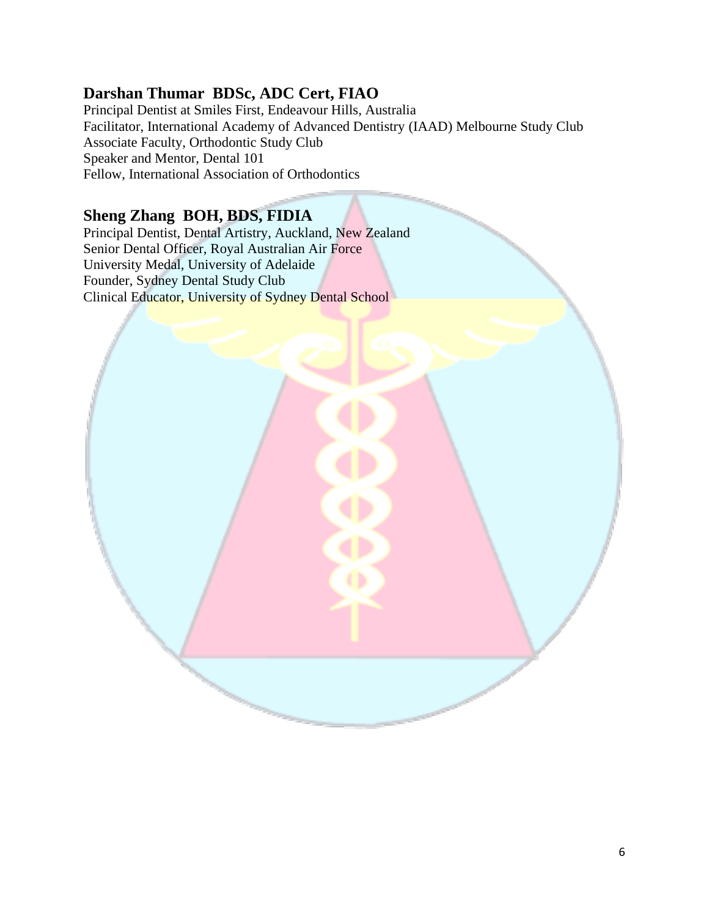## Darshan Thumar BDSc, ADC Cert, FIAO

Principal Dentist at Smiles First, Endeavour Hills, Australia
Facilitator, International Academy of Advanced Dentistry (IAAD) Melbourne Study Club
Associate Faculty, Orthodontic Study Club
Speaker and Mentor, Dental 101
Fellow, International Association of Orthodontics

## Sheng Zhang BOH, BDS, FIDIA

Principal Dentist, Dental Artistry, Auckland, New Zealand
Senior Dental Officer, Royal Australian Air Force
University Medal, University of Adelaide
Founder, Sydney Dental Study Club
Clinical Educator, University of Sydney Dental School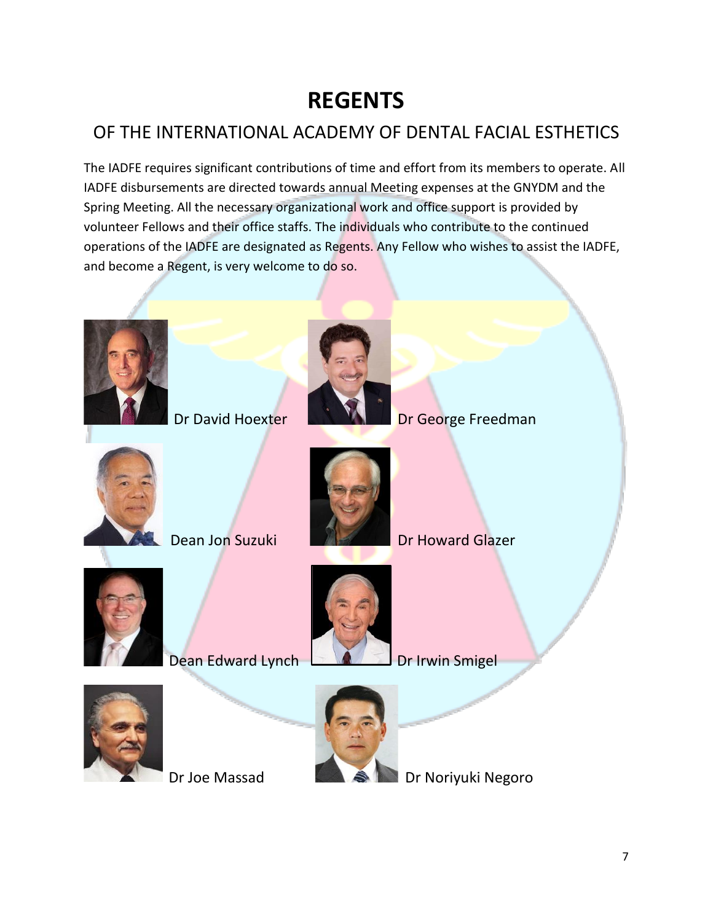# REGENTS

## OF THE INTERNATIONAL ACADEMY OF DENTAL FACIAL ESTHETICS

The IADFE requires significant contributions of time and effort from its members to operate. All IADFE disbursements are directed towards annual Meeting expenses at the GNYDM and the Spring Meeting. All the necessary organizational work and office support is provided by volunteer Fellows and their office staffs. The individuals who contribute to the continued operations of the IADFE are designated as Regents. Any Fellow who wishes to assist the IADFE, and become a Regent, is very welcome to do so.

Dr David Hoexter

Dr George Freedman

Dean Jon Suzuki

Dr Howard Glazer

Dean Edward Lynch

Dr Irwin Smigel

Dr Joe Massad

Dr Noriyuki Negoro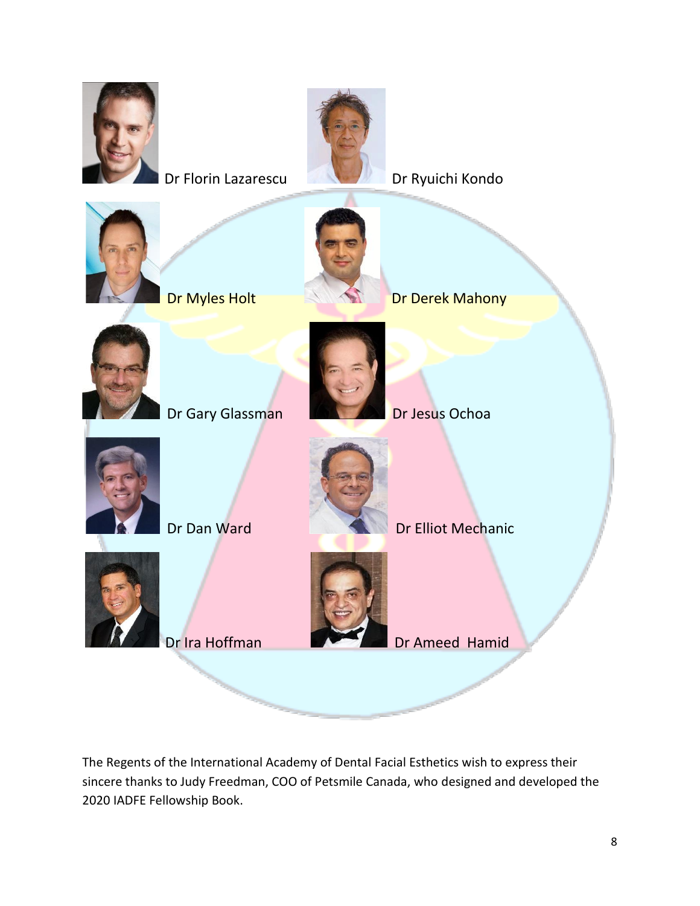Dr Florin Lazarescu

Dr Ryuichi Kondo

Dr Myles Holt

Dr Derek Mahony

Dr Gary Glassman

Dr Jesus Ochoa

Dr Dan Ward

Dr Elliot Mechanic

Dr Ira Hoffman

Dr Ameed Hamid

The Regents of the International Academy of Dental Facial Esthetics wish to express their sincere thanks to Judy Freedman, COO of Petsmile Canada, who designed and developed the 2020 IADFE Fellowship Book.